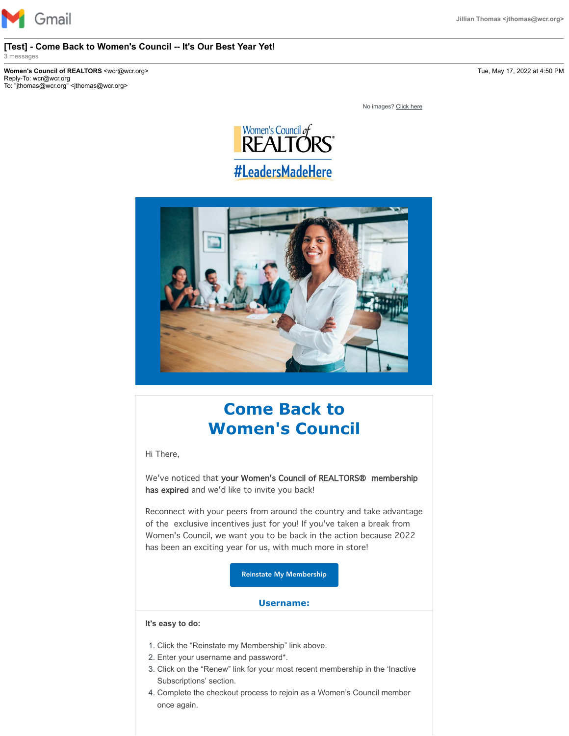Gmail — Jillian Thomas <jthomas@wcr.org>

**[Test] - Come Back to Women's Council -- It's Our Best Year Yet!**

3 messages

**Women's Council of REALTORS** <wcr@wcr.org> — Tue, May 17, 2022 at 4:50 PM
Reply-To: wcr@wcr.org
To: "jthomas@wcr.org" <jthomas@wcr.org>

No images? Click here

# Come Back to Women's Council

Hi There,

We've noticed that **your Women's Council of REALTORS® membership has expired** and we'd like to invite you back!

Reconnect with your peers from around the country and take advantage of the exclusive incentives just for you! If you've taken a break from Women's Council, we want you to be back in the action because 2022 has been an exciting year for us, with much more in store!

Reinstate My Membership

**Username:**

**It's easy to do:**

1. Click the "Reinstate my Membership" link above.
2. Enter your username and password*.
3. Click on the "Renew" link for your most recent membership in the 'Inactive Subscriptions' section.
4. Complete the checkout process to rejoin as a Women's Council member once again.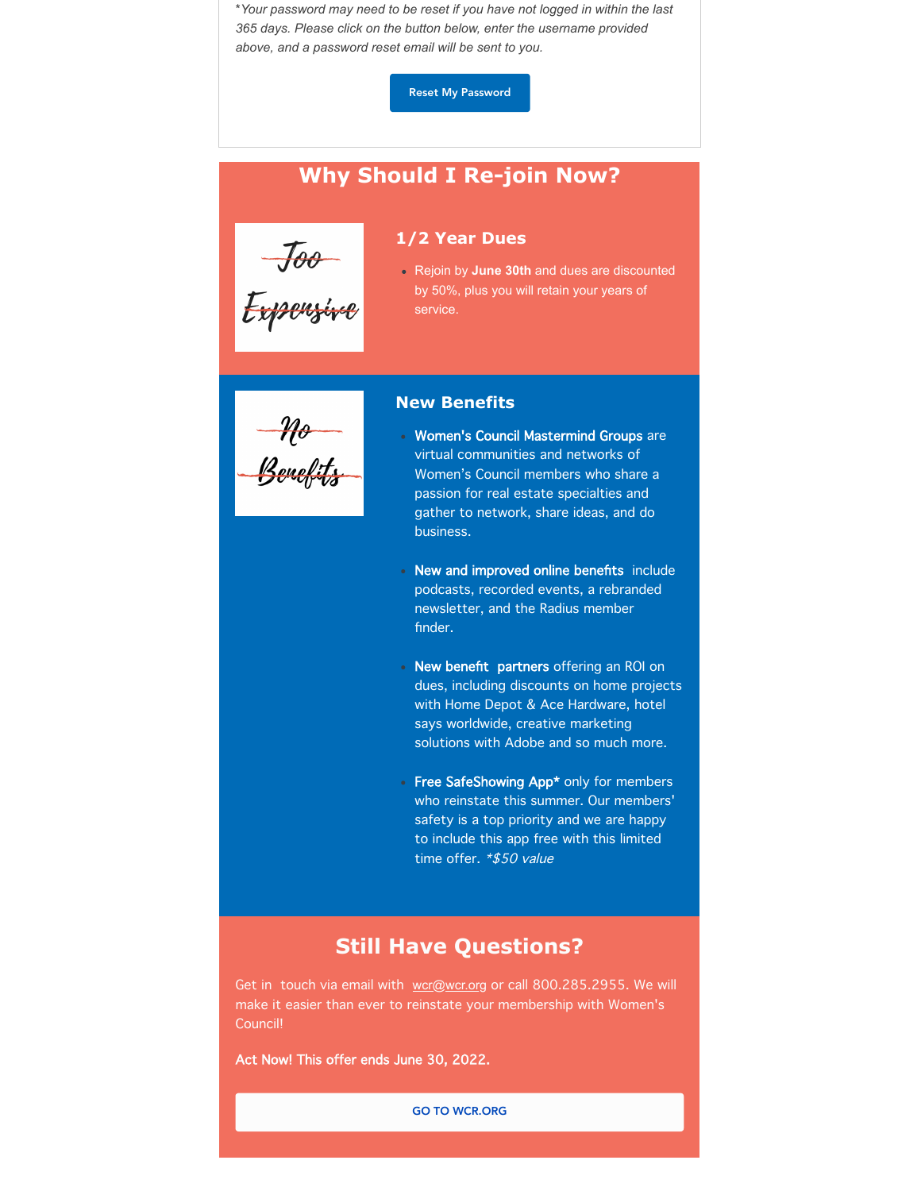*\*Your password may need to be reset if you have not logged in within the last 365 days. Please click on the button below, enter the username provided above, and a password reset email will be sent to you.*

Reset My Password

## Why Should I Re-join Now?

### 1/2 Year Dues

- Rejoin by **June 30th** and dues are discounted by 50%, plus you will retain your years of service.

### New Benefits

- **Women's Council Mastermind Groups** are virtual communities and networks of Women's Council members who share a passion for real estate specialties and gather to network, share ideas, and do business.

- **New and improved online benefits** include podcasts, recorded events, a rebranded newsletter, and the Radius member finder.

- **New benefit partners** offering an ROI on dues, including discounts on home projects with Home Depot & Ace Hardware, hotel says worldwide, creative marketing solutions with Adobe and so much more.

- **Free SafeShowing App\*** only for members who reinstate this summer. Our members' safety is a top priority and we are happy to include this app free with this limited time offer. *\*$50 value*

## Still Have Questions?

Get in touch via email with wcr@wcr.org or call 800.285.2955. We will make it easier than ever to reinstate your membership with Women's Council!

**Act Now! This offer ends June 30, 2022.**

GO TO WCR.ORG